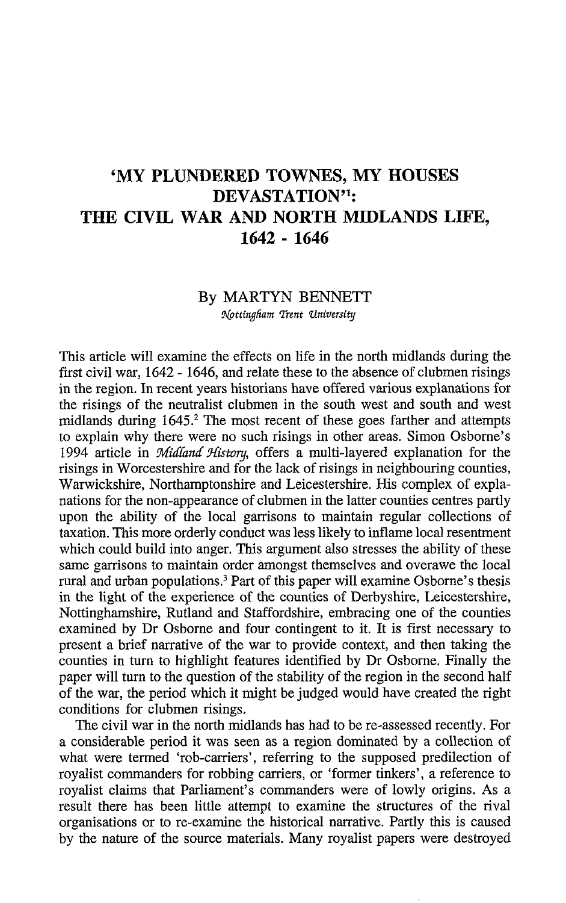# 'MY PLUNDERED TOWNES, MY HOUSES DEVASTATION'[1]: THE CIVIL WAR AND NORTH MIDLANDS LIFE, 1642 - 1646

By MARTYN BENNETT

*Nottingham Trent University*

This article will examine the effects on life in the north midlands during the first civil war, 1642 - 1646, and relate these to the absence of clubmen risings in the region. In recent years historians have offered various explanations for the risings of the neutralist clubmen in the south west and south and west midlands during 1645.[2] The most recent of these goes farther and attempts to explain why there were no such risings in other areas. Simon Osborne's 1994 article in *Midland History*, offers a multi-layered explanation for the risings in Worcestershire and for the lack of risings in neighbouring counties, Warwickshire, Northamptonshire and Leicestershire. His complex of explanations for the non-appearance of clubmen in the latter counties centres partly upon the ability of the local garrisons to maintain regular collections of taxation. This more orderly conduct was less likely to inflame local resentment which could build into anger. This argument also stresses the ability of these same garrisons to maintain order amongst themselves and overawe the local rural and urban populations.[3] Part of this paper will examine Osborne's thesis in the light of the experience of the counties of Derbyshire, Leicestershire, Nottinghamshire, Rutland and Staffordshire, embracing one of the counties examined by Dr Osborne and four contingent to it. It is first necessary to present a brief narrative of the war to provide context, and then taking the counties in turn to highlight features identified by Dr Osborne. Finally the paper will turn to the question of the stability of the region in the second half of the war, the period which it might be judged would have created the right conditions for clubmen risings.

The civil war in the north midlands has had to be re-assessed recently. For a considerable period it was seen as a region dominated by a collection of what were termed 'rob-carriers', referring to the supposed predilection of royalist commanders for robbing carriers, or 'former tinkers', a reference to royalist claims that Parliament's commanders were of lowly origins. As a result there has been little attempt to examine the structures of the rival organisations or to re-examine the historical narrative. Partly this is caused by the nature of the source materials. Many royalist papers were destroyed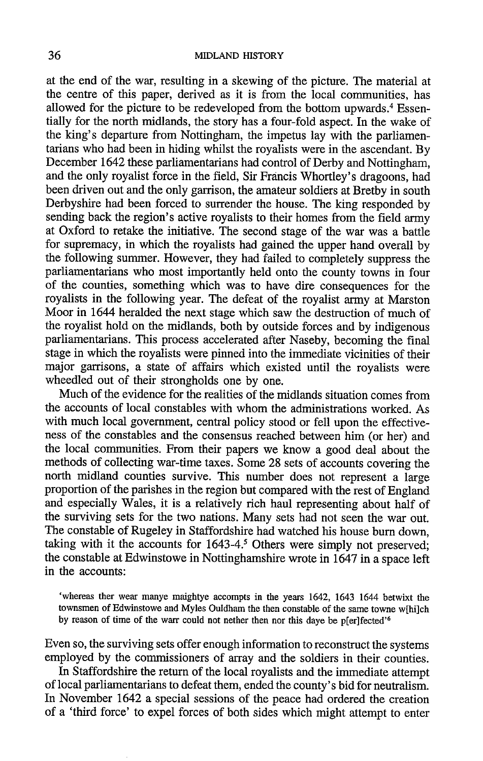at the end of the war, resulting in a skewing of the picture. The material at the centre of this paper, derived as it is from the local communities, has allowed for the picture to be redeveloped from the bottom upwards.[4] Essentially for the north midlands, the story has a four-fold aspect. In the wake of the king's departure from Nottingham, the impetus lay with the parliamentarians who had been in hiding whilst the royalists were in the ascendant. By December 1642 these parliamentarians had control of Derby and Nottingham, and the only royalist force in the field, Sir Francis Whortley's dragoons, had been driven out and the only garrison, the amateur soldiers at Bretby in south Derbyshire had been forced to surrender the house. The king responded by sending back the region's active royalists to their homes from the field army at Oxford to retake the initiative. The second stage of the war was a battle for supremacy, in which the royalists had gained the upper hand overall by the following summer. However, they had failed to completely suppress the parliamentarians who most importantly held onto the county towns in four of the counties, something which was to have dire consequences for the royalists in the following year. The defeat of the royalist army at Marston Moor in 1644 heralded the next stage which saw the destruction of much of the royalist hold on the midlands, both by outside forces and by indigenous parliamentarians. This process accelerated after Naseby, becoming the final stage in which the royalists were pinned into the immediate vicinities of their major garrisons, a state of affairs which existed until the royalists were wheedled out of their strongholds one by one.

Much of the evidence for the realities of the midlands situation comes from the accounts of local constables with whom the administrations worked. As with much local government, central policy stood or fell upon the effectiveness of the constables and the consensus reached between him (or her) and the local communities. From their papers we know a good deal about the methods of collecting war-time taxes. Some 28 sets of accounts covering the north midland counties survive. This number does not represent a large proportion of the parishes in the region but compared with the rest of England and especially Wales, it is a relatively rich haul representing about half of the surviving sets for the two nations. Many sets had not seen the war out. The constable of Rugeley in Staffordshire had watched his house burn down, taking with it the accounts for 1643-4.[5] Others were simply not preserved; the constable at Edwinstowe in Nottinghamshire wrote in 1647 in a space left in the accounts:

> 'whereas ther wear manye maightye accompts in the years 1642, 1643 1644 betwixt the townsmen of Edwinstowe and Myles Ouldham the then constable of the same towne w[hi]ch by reason of time of the warr could not nether then nor this daye be p[er]fected'[6]

Even so, the surviving sets offer enough information to reconstruct the systems employed by the commissioners of array and the soldiers in their counties.

In Staffordshire the return of the local royalists and the immediate attempt of local parliamentarians to defeat them, ended the county's bid for neutralism. In November 1642 a special sessions of the peace had ordered the creation of a 'third force' to expel forces of both sides which might attempt to enter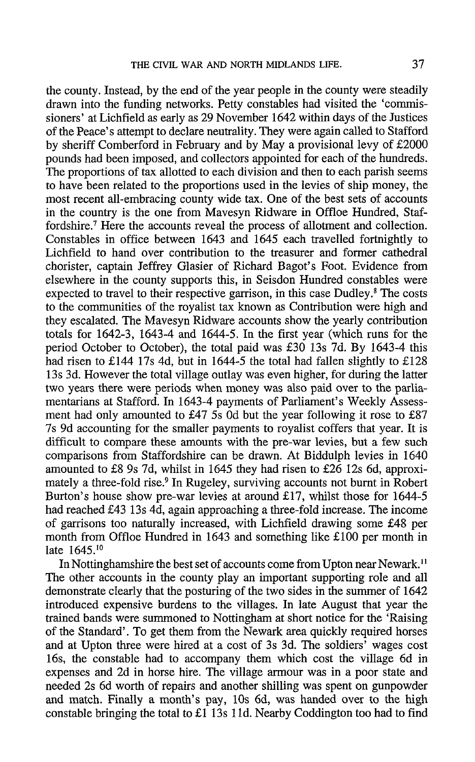the county. Instead, by the end of the year people in the county were steadily drawn into the funding networks. Petty constables had visited the 'commissioners' at Lichfield as early as 29 November 1642 within days of the Justices of the Peace's attempt to declare neutrality. They were again called to Stafford by sheriff Comberford in February and by May a provisional levy of £2000 pounds had been imposed, and collectors appointed for each of the hundreds. The proportions of tax allotted to each division and then to each parish seems to have been related to the proportions used in the levies of ship money, the most recent all-embracing county wide tax. One of the best sets of accounts in the country is the one from Mavesyn Ridware in Offloe Hundred, Staffordshire.[7] Here the accounts reveal the process of allotment and collection. Constables in office between 1643 and 1645 each travelled fortnightly to Lichfield to hand over contribution to the treasurer and former cathedral chorister, captain Jeffrey Glasier of Richard Bagot's Foot. Evidence from elsewhere in the county supports this, in Seisdon Hundred constables were expected to travel to their respective garrison, in this case Dudley.[8] The costs to the communities of the royalist tax known as Contribution were high and they escalated. The Mavesyn Ridware accounts show the yearly contribution totals for 1642-3, 1643-4 and 1644-5. In the first year (which runs for the period October to October), the total paid was £30 13s 7d. By 1643-4 this had risen to £144 17s 4d, but in 1644-5 the total had fallen slightly to £128 13s 3d. However the total village outlay was even higher, for during the latter two years there were periods when money was also paid over to the parliamentarians at Stafford. In 1643-4 payments of Parliament's Weekly Assessment had only amounted to £47 5s 0d but the year following it rose to £87 7s 9d accounting for the smaller payments to royalist coffers that year. It is difficult to compare these amounts with the pre-war levies, but a few such comparisons from Staffordshire can be drawn. At Biddulph levies in 1640 amounted to £8 9s 7d, whilst in 1645 they had risen to £26 12s 6d, approximately a three-fold rise.[9] In Rugeley, surviving accounts not burnt in Robert Burton's house show pre-war levies at around £17, whilst those for 1644-5 had reached £43 13s 4d, again approaching a three-fold increase. The income of garrisons too naturally increased, with Lichfield drawing some £48 per month from Offloe Hundred in 1643 and something like £100 per month in late 1645.[10]

In Nottinghamshire the best set of accounts come from Upton near Newark.[11] The other accounts in the county play an important supporting role and all demonstrate clearly that the posturing of the two sides in the summer of 1642 introduced expensive burdens to the villages. In late August that year the trained bands were summoned to Nottingham at short notice for the 'Raising of the Standard'. To get them from the Newark area quickly required horses and at Upton three were hired at a cost of 3s 3d. The soldiers' wages cost 16s, the constable had to accompany them which cost the village 6d in expenses and 2d in horse hire. The village armour was in a poor state and needed 2s 6d worth of repairs and another shilling was spent on gunpowder and match. Finally a month's pay, 10s 6d, was handed over to the high constable bringing the total to £1 13s 11d. Nearby Coddington too had to find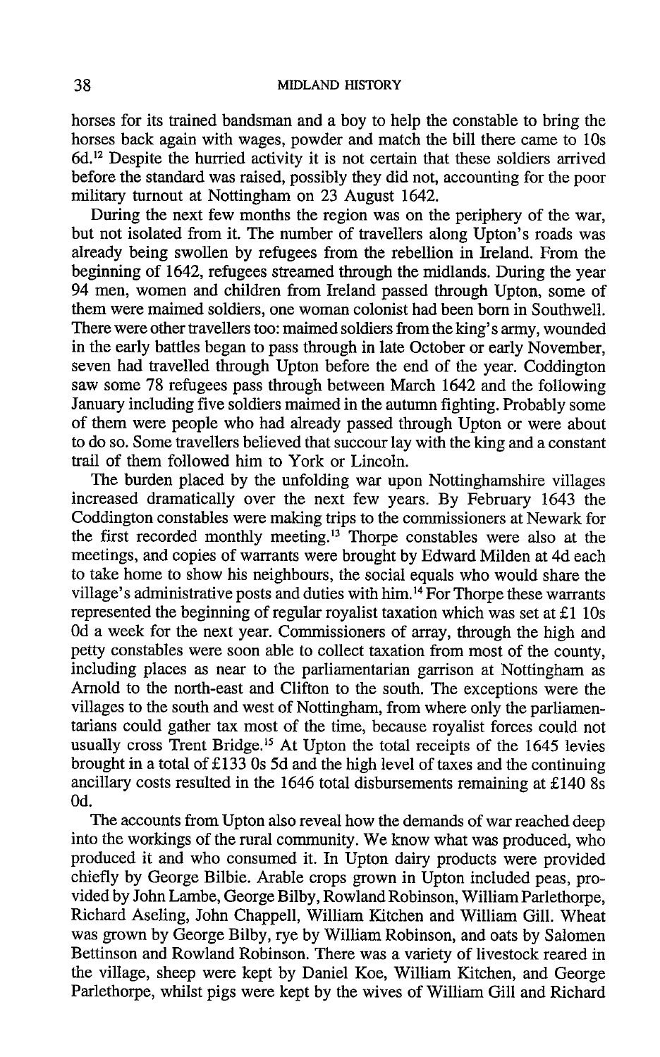horses for its trained bandsman and a boy to help the constable to bring the horses back again with wages, powder and match the bill there came to 10s 6d.[12] Despite the hurried activity it is not certain that these soldiers arrived before the standard was raised, possibly they did not, accounting for the poor military turnout at Nottingham on 23 August 1642.

During the next few months the region was on the periphery of the war, but not isolated from it. The number of travellers along Upton's roads was already being swollen by refugees from the rebellion in Ireland. From the beginning of 1642, refugees streamed through the midlands. During the year 94 men, women and children from Ireland passed through Upton, some of them were maimed soldiers, one woman colonist had been born in Southwell. There were other travellers too: maimed soldiers from the king's army, wounded in the early battles began to pass through in late October or early November, seven had travelled through Upton before the end of the year. Coddington saw some 78 refugees pass through between March 1642 and the following January including five soldiers maimed in the autumn fighting. Probably some of them were people who had already passed through Upton or were about to do so. Some travellers believed that succour lay with the king and a constant trail of them followed him to York or Lincoln.

The burden placed by the unfolding war upon Nottinghamshire villages increased dramatically over the next few years. By February 1643 the Coddington constables were making trips to the commissioners at Newark for the first recorded monthly meeting.[13] Thorpe constables were also at the meetings, and copies of warrants were brought by Edward Milden at 4d each to take home to show his neighbours, the social equals who would share the village's administrative posts and duties with him.[14] For Thorpe these warrants represented the beginning of regular royalist taxation which was set at £1 10s 0d a week for the next year. Commissioners of array, through the high and petty constables were soon able to collect taxation from most of the county, including places as near to the parliamentarian garrison at Nottingham as Arnold to the north-east and Clifton to the south. The exceptions were the villages to the south and west of Nottingham, from where only the parliamentarians could gather tax most of the time, because royalist forces could not usually cross Trent Bridge.[15] At Upton the total receipts of the 1645 levies brought in a total of £133 0s 5d and the high level of taxes and the continuing ancillary costs resulted in the 1646 total disbursements remaining at £140 8s 0d.

The accounts from Upton also reveal how the demands of war reached deep into the workings of the rural community. We know what was produced, who produced it and who consumed it. In Upton dairy products were provided chiefly by George Bilbie. Arable crops grown in Upton included peas, provided by John Lambe, George Bilby, Rowland Robinson, William Parlethorpe, Richard Aseling, John Chappell, William Kitchen and William Gill. Wheat was grown by George Bilby, rye by William Robinson, and oats by Salomen Bettinson and Rowland Robinson. There was a variety of livestock reared in the village, sheep were kept by Daniel Koe, William Kitchen, and George Parlethorpe, whilst pigs were kept by the wives of William Gill and Richard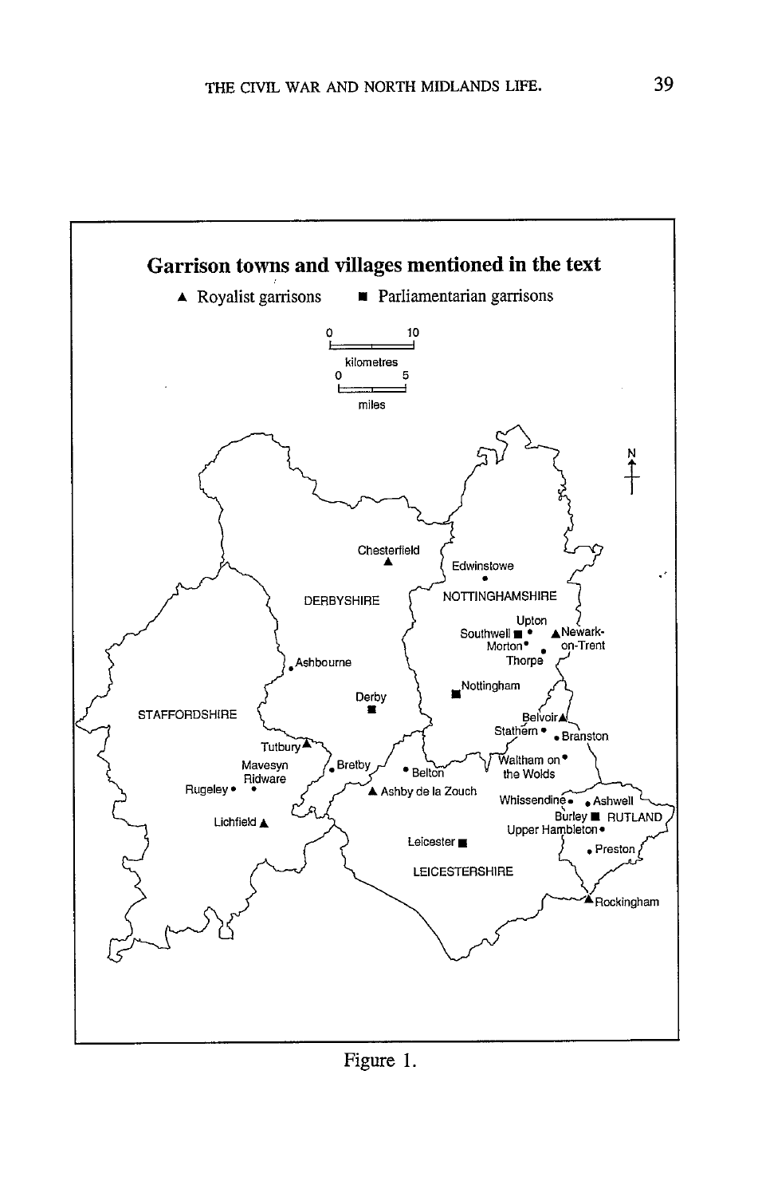**Garrison towns and villages mentioned in the text**

▲ Royalist garrisons ■ Parliamentarian garrisons

Figure 1.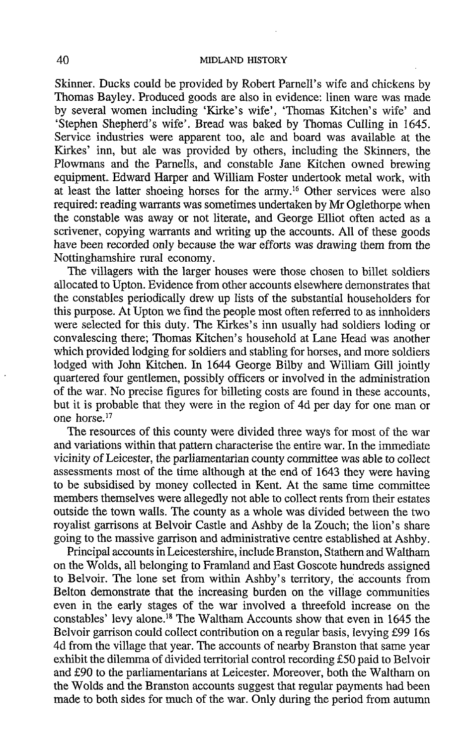Skinner. Ducks could be provided by Robert Parnell's wife and chickens by Thomas Bayley. Produced goods are also in evidence: linen ware was made by several women including 'Kirke's wife', 'Thomas Kitchen's wife' and 'Stephen Shepherd's wife'. Bread was baked by Thomas Culling in 1645. Service industries were apparent too, ale and board was available at the Kirkes' inn, but ale was provided by others, including the Skinners, the Plowmans and the Parnells, and constable Jane Kitchen owned brewing equipment. Edward Harper and William Foster undertook metal work, with at least the latter shoeing horses for the army.[16] Other services were also required: reading warrants was sometimes undertaken by Mr Oglethorpe when the constable was away or not literate, and George Elliot often acted as a scrivener, copying warrants and writing up the accounts. All of these goods have been recorded only because the war efforts was drawing them from the Nottinghamshire rural economy.

The villagers with the larger houses were those chosen to billet soldiers allocated to Upton. Evidence from other accounts elsewhere demonstrates that the constables periodically drew up lists of the substantial householders for this purpose. At Upton we find the people most often referred to as innholders were selected for this duty. The Kirkes's inn usually had soldiers loding or convalescing there; Thomas Kitchen's household at Lane Head was another which provided lodging for soldiers and stabling for horses, and more soldiers lodged with John Kitchen. In 1644 George Bilby and William Gill jointly quartered four gentlemen, possibly officers or involved in the administration of the war. No precise figures for billeting costs are found in these accounts, but it is probable that they were in the region of 4d per day for one man or one horse.[17]

The resources of this county were divided three ways for most of the war and variations within that pattern characterise the entire war. In the immediate vicinity of Leicester, the parliamentarian county committee was able to collect assessments most of the time although at the end of 1643 they were having to be subsidised by money collected in Kent. At the same time committee members themselves were allegedly not able to collect rents from their estates outside the town walls. The county as a whole was divided between the two royalist garrisons at Belvoir Castle and Ashby de la Zouch; the lion's share going to the massive garrison and administrative centre established at Ashby.

Principal accounts in Leicestershire, include Branston, Stathern and Waltham on the Wolds, all belonging to Framland and East Goscote hundreds assigned to Belvoir. The lone set from within Ashby's territory, the accounts from Belton demonstrate that the increasing burden on the village communities even in the early stages of the war involved a threefold increase on the constables' levy alone.[18] The Waltham Accounts show that even in 1645 the Belvoir garrison could collect contribution on a regular basis, levying £99 16s 4d from the village that year. The accounts of nearby Branston that same year exhibit the dilemma of divided territorial control recording £50 paid to Belvoir and £90 to the parliamentarians at Leicester. Moreover, both the Waltham on the Wolds and the Branston accounts suggest that regular payments had been made to both sides for much of the war. Only during the period from autumn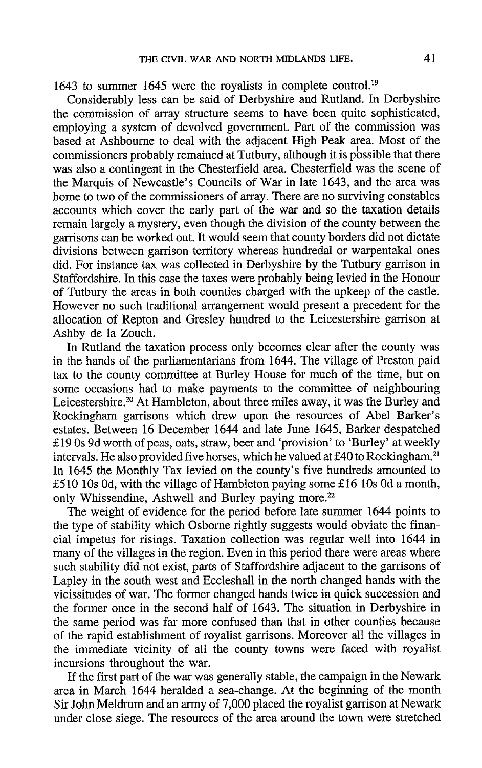1643 to summer 1645 were the royalists in complete control.[19]

Considerably less can be said of Derbyshire and Rutland. In Derbyshire the commission of array structure seems to have been quite sophisticated, employing a system of devolved government. Part of the commission was based at Ashbourne to deal with the adjacent High Peak area. Most of the commissioners probably remained at Tutbury, although it is possible that there was also a contingent in the Chesterfield area. Chesterfield was the scene of the Marquis of Newcastle's Councils of War in late 1643, and the area was home to two of the commissioners of array. There are no surviving constables accounts which cover the early part of the war and so the taxation details remain largely a mystery, even though the division of the county between the garrisons can be worked out. It would seem that county borders did not dictate divisions between garrison territory whereas hundredal or warpentakal ones did. For instance tax was collected in Derbyshire by the Tutbury garrison in Staffordshire. In this case the taxes were probably being levied in the Honour of Tutbury the areas in both counties charged with the upkeep of the castle. However no such traditional arrangement would present a precedent for the allocation of Repton and Gresley hundred to the Leicestershire garrison at Ashby de la Zouch.

In Rutland the taxation process only becomes clear after the county was in the hands of the parliamentarians from 1644. The village of Preston paid tax to the county committee at Burley House for much of the time, but on some occasions had to make payments to the committee of neighbouring Leicestershire.[20] At Hambleton, about three miles away, it was the Burley and Rockingham garrisons which drew upon the resources of Abel Barker's estates. Between 16 December 1644 and late June 1645, Barker despatched £19 0s 9d worth of peas, oats, straw, beer and 'provision' to 'Burley' at weekly intervals. He also provided five horses, which he valued at £40 to Rockingham.[21] In 1645 the Monthly Tax levied on the county's five hundreds amounted to £510 10s 0d, with the village of Hambleton paying some £16 10s 0d a month, only Whissendine, Ashwell and Burley paying more.[22]

The weight of evidence for the period before late summer 1644 points to the type of stability which Osborne rightly suggests would obviate the financial impetus for risings. Taxation collection was regular well into 1644 in many of the villages in the region. Even in this period there were areas where such stability did not exist, parts of Staffordshire adjacent to the garrisons of Lapley in the south west and Eccleshall in the north changed hands with the vicissitudes of war. The former changed hands twice in quick succession and the former once in the second half of 1643. The situation in Derbyshire in the same period was far more confused than that in other counties because of the rapid establishment of royalist garrisons. Moreover all the villages in the immediate vicinity of all the county towns were faced with royalist incursions throughout the war.

If the first part of the war was generally stable, the campaign in the Newark area in March 1644 heralded a sea-change. At the beginning of the month Sir John Meldrum and an army of 7,000 placed the royalist garrison at Newark under close siege. The resources of the area around the town were stretched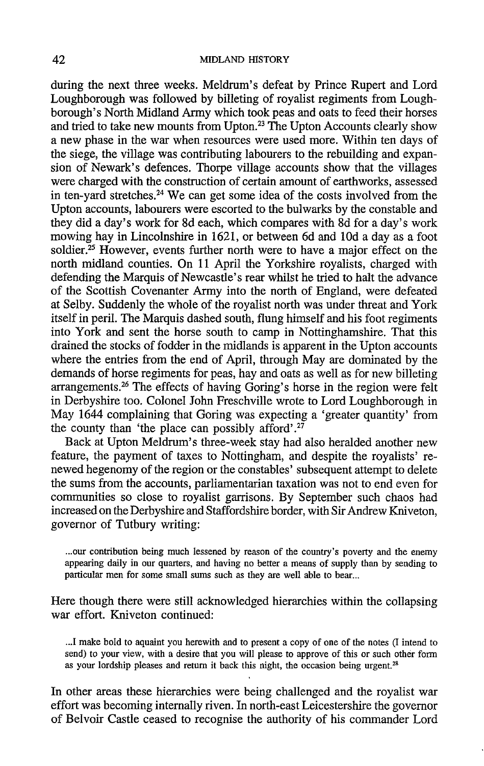during the next three weeks. Meldrum's defeat by Prince Rupert and Lord Loughborough was followed by billeting of royalist regiments from Loughborough's North Midland Army which took peas and oats to feed their horses and tried to take new mounts from Upton.[23] The Upton Accounts clearly show a new phase in the war when resources were used more. Within ten days of the siege, the village was contributing labourers to the rebuilding and expansion of Newark's defences. Thorpe village accounts show that the villages were charged with the construction of certain amount of earthworks, assessed in ten-yard stretches.[24] We can get some idea of the costs involved from the Upton accounts, labourers were escorted to the bulwarks by the constable and they did a day's work for 8d each, which compares with 8d for a day's work mowing hay in Lincolnshire in 1621, or between 6d and 10d a day as a foot soldier.[25] However, events further north were to have a major effect on the north midland counties. On 11 April the Yorkshire royalists, charged with defending the Marquis of Newcastle's rear whilst he tried to halt the advance of the Scottish Covenanter Army into the north of England, were defeated at Selby. Suddenly the whole of the royalist north was under threat and York itself in peril. The Marquis dashed south, flung himself and his foot regiments into York and sent the horse south to camp in Nottinghamshire. That this drained the stocks of fodder in the midlands is apparent in the Upton accounts where the entries from the end of April, through May are dominated by the demands of horse regiments for peas, hay and oats as well as for new billeting arrangements.[26] The effects of having Goring's horse in the region were felt in Derbyshire too. Colonel John Freschville wrote to Lord Loughborough in May 1644 complaining that Goring was expecting a 'greater quantity' from the county than 'the place can possibly afford'.[27]

Back at Upton Meldrum's three-week stay had also heralded another new feature, the payment of taxes to Nottingham, and despite the royalists' renewed hegenomy of the region or the constables' subsequent attempt to delete the sums from the accounts, parliamentarian taxation was not to end even for communities so close to royalist garrisons. By September such chaos had increased on the Derbyshire and Staffordshire border, with Sir Andrew Kniveton, governor of Tutbury writing:

> ...our contribution being much lessened by reason of the country's poverty and the enemy appearing daily in our quarters, and having no better a means of supply than by sending to particular men for some small sums such as they are well able to bear...

Here though there were still acknowledged hierarchies within the collapsing war effort. Kniveton continued:

> ...I make bold to aquaint you herewith and to present a copy of one of the notes (I intend to send) to your view, with a desire that you will please to approve of this or such other form as your lordship pleases and return it back this night, the occasion being urgent.[28]

In other areas these hierarchies were being challenged and the royalist war effort was becoming internally riven. In north-east Leicestershire the governor of Belvoir Castle ceased to recognise the authority of his commander Lord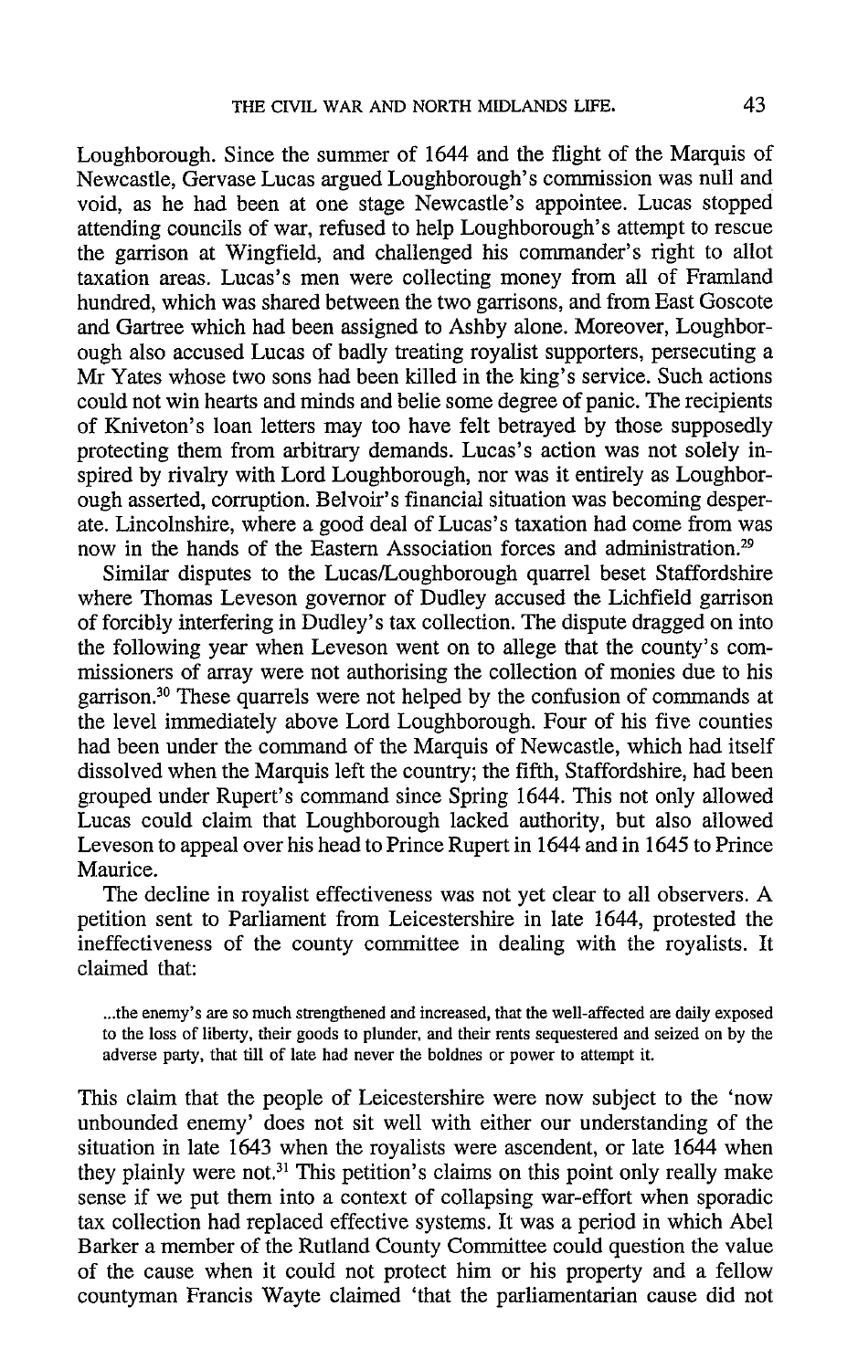Loughborough. Since the summer of 1644 and the flight of the Marquis of Newcastle, Gervase Lucas argued Loughborough's commission was null and void, as he had been at one stage Newcastle's appointee. Lucas stopped attending councils of war, refused to help Loughborough's attempt to rescue the garrison at Wingfield, and challenged his commander's right to allot taxation areas. Lucas's men were collecting money from all of Framland hundred, which was shared between the two garrisons, and from East Goscote and Gartree which had been assigned to Ashby alone. Moreover, Loughborough also accused Lucas of badly treating royalist supporters, persecuting a Mr Yates whose two sons had been killed in the king's service. Such actions could not win hearts and minds and belie some degree of panic. The recipients of Kniveton's loan letters may too have felt betrayed by those supposedly protecting them from arbitrary demands. Lucas's action was not solely inspired by rivalry with Lord Loughborough, nor was it entirely as Loughborough asserted, corruption. Belvoir's financial situation was becoming desperate. Lincolnshire, where a good deal of Lucas's taxation had come from was now in the hands of the Eastern Association forces and administration.[29]

Similar disputes to the Lucas/Loughborough quarrel beset Staffordshire where Thomas Leveson governor of Dudley accused the Lichfield garrison of forcibly interfering in Dudley's tax collection. The dispute dragged on into the following year when Leveson went on to allege that the county's commissioners of array were not authorising the collection of monies due to his garrison.[30] These quarrels were not helped by the confusion of commands at the level immediately above Lord Loughborough. Four of his five counties had been under the command of the Marquis of Newcastle, which had itself dissolved when the Marquis left the country; the fifth, Staffordshire, had been grouped under Rupert's command since Spring 1644. This not only allowed Lucas could claim that Loughborough lacked authority, but also allowed Leveson to appeal over his head to Prince Rupert in 1644 and in 1645 to Prince Maurice.

The decline in royalist effectiveness was not yet clear to all observers. A petition sent to Parliament from Leicestershire in late 1644, protested the ineffectiveness of the county committee in dealing with the royalists. It claimed that:

> ...the enemy's are so much strengthened and increased, that the well-affected are daily exposed to the loss of liberty, their goods to plunder, and their rents sequestered and seized on by the adverse party, that till of late had never the boldnes or power to attempt it.

This claim that the people of Leicestershire were now subject to the 'now unbounded enemy' does not sit well with either our understanding of the situation in late 1643 when the royalists were ascendent, or late 1644 when they plainly were not.[31] This petition's claims on this point only really make sense if we put them into a context of collapsing war-effort when sporadic tax collection had replaced effective systems. It was a period in which Abel Barker a member of the Rutland County Committee could question the value of the cause when it could not protect him or his property and a fellow countyman Francis Wayte claimed 'that the parliamentarian cause did not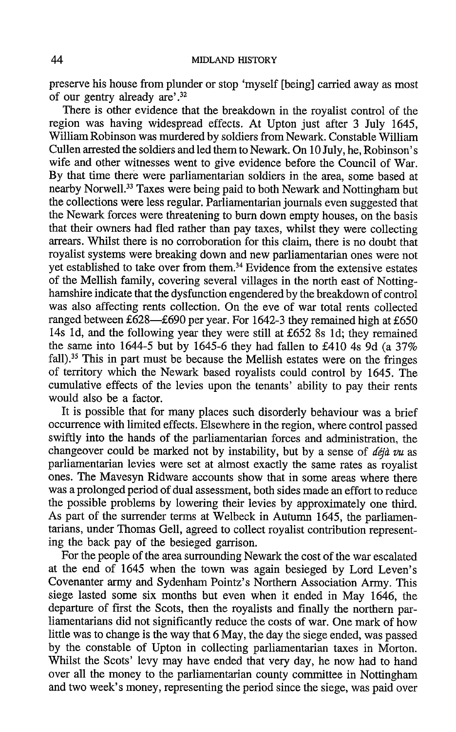preserve his house from plunder or stop 'myself [being] carried away as most of our gentry already are'.[32]

There is other evidence that the breakdown in the royalist control of the region was having widespread effects. At Upton just after 3 July 1645, William Robinson was murdered by soldiers from Newark. Constable William Cullen arrested the soldiers and led them to Newark. On 10 July, he, Robinson's wife and other witnesses went to give evidence before the Council of War. By that time there were parliamentarian soldiers in the area, some based at nearby Norwell.[33] Taxes were being paid to both Newark and Nottingham but the collections were less regular. Parliamentarian journals even suggested that the Newark forces were threatening to burn down empty houses, on the basis that their owners had fled rather than pay taxes, whilst they were collecting arrears. Whilst there is no corroboration for this claim, there is no doubt that royalist systems were breaking down and new parliamentarian ones were not yet established to take over from them.[34] Evidence from the extensive estates of the Mellish family, covering several villages in the north east of Nottinghamshire indicate that the dysfunction engendered by the breakdown of control was also affecting rents collection. On the eve of war total rents collected ranged between £628—£690 per year. For 1642-3 they remained high at £650 14s 1d, and the following year they were still at £652 8s 1d; they remained the same into 1644-5 but by 1645-6 they had fallen to £410 4s 9d (a 37% fall).[35] This in part must be because the Mellish estates were on the fringes of territory which the Newark based royalists could control by 1645. The cumulative effects of the levies upon the tenants' ability to pay their rents would also be a factor.

It is possible that for many places such disorderly behaviour was a brief occurrence with limited effects. Elsewhere in the region, where control passed swiftly into the hands of the parliamentarian forces and administration, the changeover could be marked not by instability, but by a sense of *déjà vu* as parliamentarian levies were set at almost exactly the same rates as royalist ones. The Mavesyn Ridware accounts show that in some areas where there was a prolonged period of dual assessment, both sides made an effort to reduce the possible problems by lowering their levies by approximately one third. As part of the surrender terms at Welbeck in Autumn 1645, the parliamentarians, under Thomas Gell, agreed to collect royalist contribution representing the back pay of the besieged garrison.

For the people of the area surrounding Newark the cost of the war escalated at the end of 1645 when the town was again besieged by Lord Leven's Covenanter army and Sydenham Pointz's Northern Association Army. This siege lasted some six months but even when it ended in May 1646, the departure of first the Scots, then the royalists and finally the northern parliamentarians did not significantly reduce the costs of war. One mark of how little was to change is the way that 6 May, the day the siege ended, was passed by the constable of Upton in collecting parliamentarian taxes in Morton. Whilst the Scots' levy may have ended that very day, he now had to hand over all the money to the parliamentarian county committee in Nottingham and two week's money, representing the period since the siege, was paid over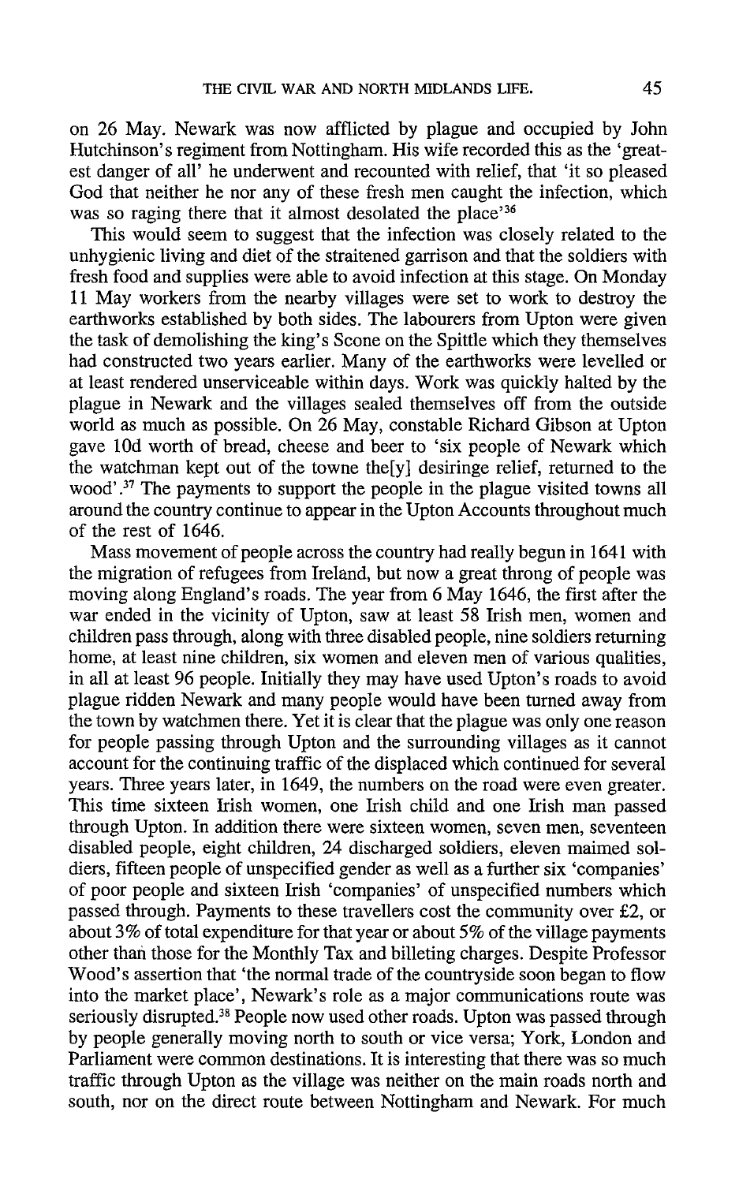on 26 May. Newark was now afflicted by plague and occupied by John Hutchinson's regiment from Nottingham. His wife recorded this as the 'greatest danger of all' he underwent and recounted with relief, that 'it so pleased God that neither he nor any of these fresh men caught the infection, which was so raging there that it almost desolated the place'[36]

This would seem to suggest that the infection was closely related to the unhygienic living and diet of the straitened garrison and that the soldiers with fresh food and supplies were able to avoid infection at this stage. On Monday 11 May workers from the nearby villages were set to work to destroy the earthworks established by both sides. The labourers from Upton were given the task of demolishing the king's Scone on the Spittle which they themselves had constructed two years earlier. Many of the earthworks were levelled or at least rendered unserviceable within days. Work was quickly halted by the plague in Newark and the villages sealed themselves off from the outside world as much as possible. On 26 May, constable Richard Gibson at Upton gave 10d worth of bread, cheese and beer to 'six people of Newark which the watchman kept out of the towne the[y] desiringe relief, returned to the wood'.[37] The payments to support the people in the plague visited towns all around the country continue to appear in the Upton Accounts throughout much of the rest of 1646.

Mass movement of people across the country had really begun in 1641 with the migration of refugees from Ireland, but now a great throng of people was moving along England's roads. The year from 6 May 1646, the first after the war ended in the vicinity of Upton, saw at least 58 Irish men, women and children pass through, along with three disabled people, nine soldiers returning home, at least nine children, six women and eleven men of various qualities, in all at least 96 people. Initially they may have used Upton's roads to avoid plague ridden Newark and many people would have been turned away from the town by watchmen there. Yet it is clear that the plague was only one reason for people passing through Upton and the surrounding villages as it cannot account for the continuing traffic of the displaced which continued for several years. Three years later, in 1649, the numbers on the road were even greater. This time sixteen Irish women, one Irish child and one Irish man passed through Upton. In addition there were sixteen women, seven men, seventeen disabled people, eight children, 24 discharged soldiers, eleven maimed soldiers, fifteen people of unspecified gender as well as a further six 'companies' of poor people and sixteen Irish 'companies' of unspecified numbers which passed through. Payments to these travellers cost the community over £2, or about 3% of total expenditure for that year or about 5% of the village payments other than those for the Monthly Tax and billeting charges. Despite Professor Wood's assertion that 'the normal trade of the countryside soon began to flow into the market place', Newark's role as a major communications route was seriously disrupted.[38] People now used other roads. Upton was passed through by people generally moving north to south or vice versa; York, London and Parliament were common destinations. It is interesting that there was so much traffic through Upton as the village was neither on the main roads north and south, nor on the direct route between Nottingham and Newark. For much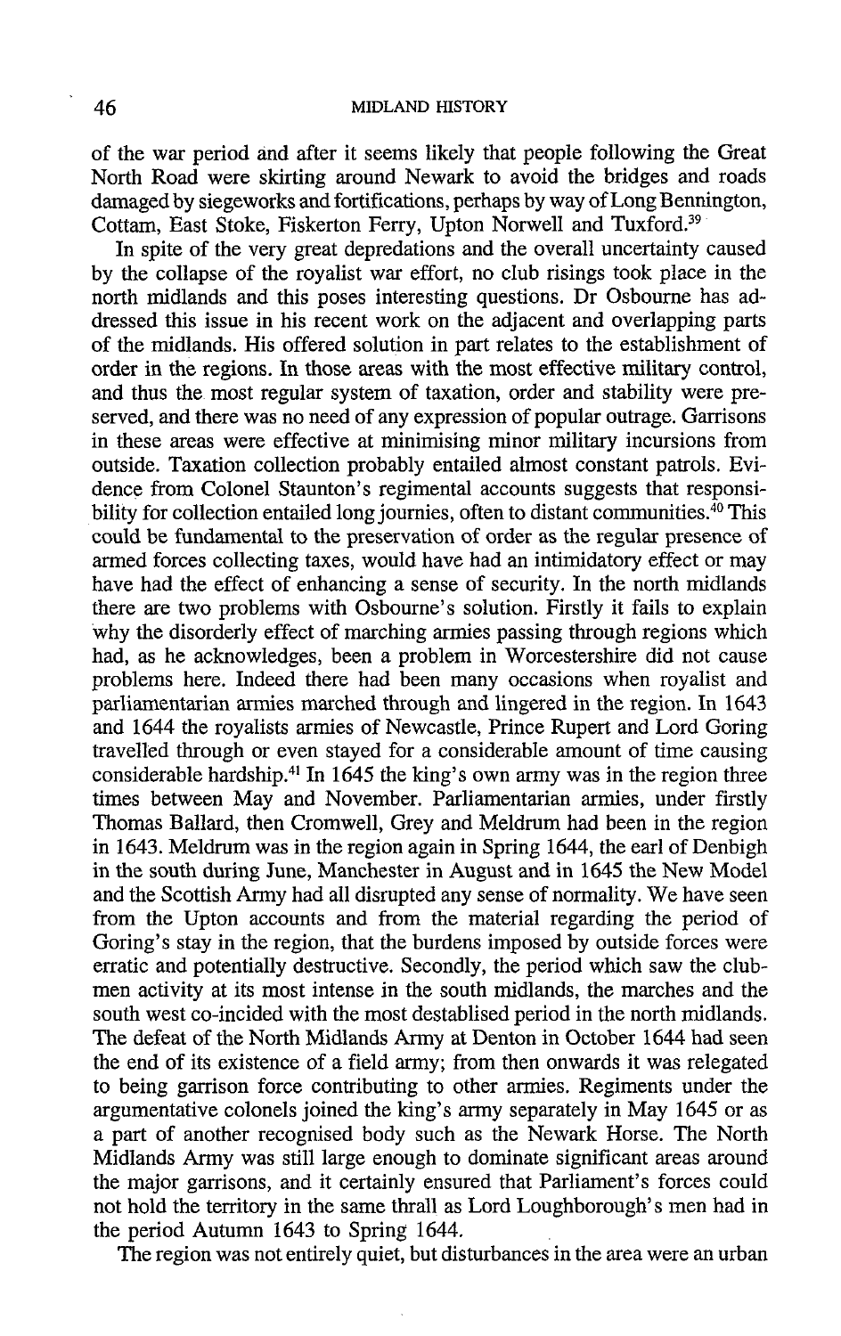of the war period and after it seems likely that people following the Great North Road were skirting around Newark to avoid the bridges and roads damaged by siegeworks and fortifications, perhaps by way of Long Bennington, Cottam, East Stoke, Fiskerton Ferry, Upton Norwell and Tuxford.[39]

In spite of the very great depredations and the overall uncertainty caused by the collapse of the royalist war effort, no club risings took place in the north midlands and this poses interesting questions. Dr Osbourne has addressed this issue in his recent work on the adjacent and overlapping parts of the midlands. His offered solution in part relates to the establishment of order in the regions. In those areas with the most effective military control, and thus the most regular system of taxation, order and stability were preserved, and there was no need of any expression of popular outrage. Garrisons in these areas were effective at minimising minor military incursions from outside. Taxation collection probably entailed almost constant patrols. Evidence from Colonel Staunton's regimental accounts suggests that responsibility for collection entailed long journies, often to distant communities.[40] This could be fundamental to the preservation of order as the regular presence of armed forces collecting taxes, would have had an intimidatory effect or may have had the effect of enhancing a sense of security. In the north midlands there are two problems with Osbourne's solution. Firstly it fails to explain why the disorderly effect of marching armies passing through regions which had, as he acknowledges, been a problem in Worcestershire did not cause problems here. Indeed there had been many occasions when royalist and parliamentarian armies marched through and lingered in the region. In 1643 and 1644 the royalists armies of Newcastle, Prince Rupert and Lord Goring travelled through or even stayed for a considerable amount of time causing considerable hardship.[41] In 1645 the king's own army was in the region three times between May and November. Parliamentarian armies, under firstly Thomas Ballard, then Cromwell, Grey and Meldrum had been in the region in 1643. Meldrum was in the region again in Spring 1644, the earl of Denbigh in the south during June, Manchester in August and in 1645 the New Model and the Scottish Army had all disrupted any sense of normality. We have seen from the Upton accounts and from the material regarding the period of Goring's stay in the region, that the burdens imposed by outside forces were erratic and potentially destructive. Secondly, the period which saw the clubmen activity at its most intense in the south midlands, the marches and the south west co-incided with the most destablised period in the north midlands. The defeat of the North Midlands Army at Denton in October 1644 had seen the end of its existence of a field army; from then onwards it was relegated to being garrison force contributing to other armies. Regiments under the argumentative colonels joined the king's army separately in May 1645 or as a part of another recognised body such as the Newark Horse. The North Midlands Army was still large enough to dominate significant areas around the major garrisons, and it certainly ensured that Parliament's forces could not hold the territory in the same thrall as Lord Loughborough's men had in the period Autumn 1643 to Spring 1644.

The region was not entirely quiet, but disturbances in the area were an urban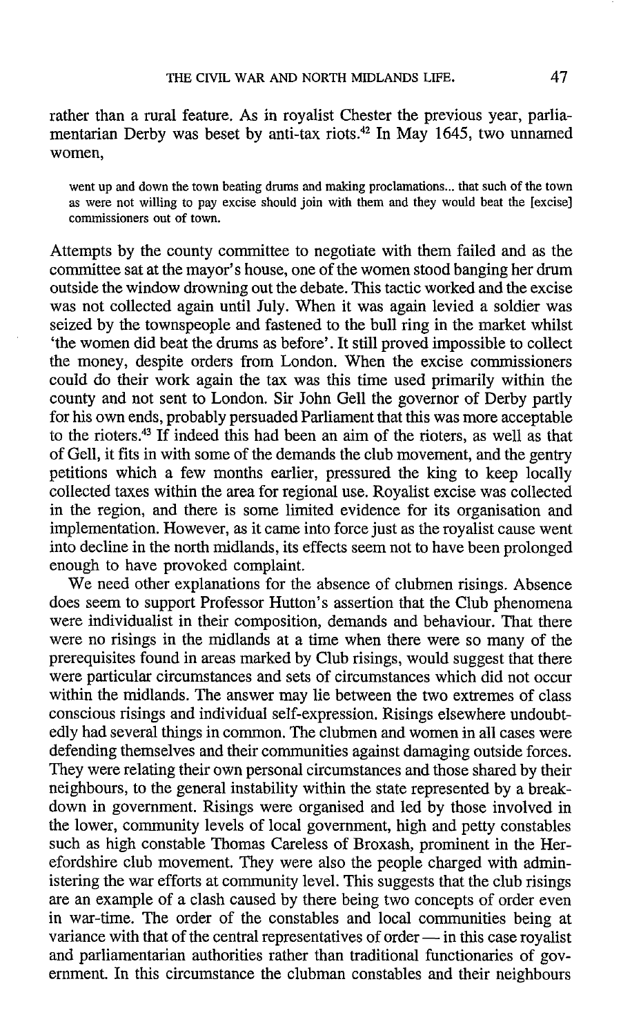rather than a rural feature. As in royalist Chester the previous year, parliamentarian Derby was beset by anti-tax riots.[42] In May 1645, two unnamed women,

> went up and down the town beating drums and making proclamations... that such of the town as were not willing to pay excise should join with them and they would beat the [excise] commissioners out of town.

Attempts by the county committee to negotiate with them failed and as the committee sat at the mayor's house, one of the women stood banging her drum outside the window drowning out the debate. This tactic worked and the excise was not collected again until July. When it was again levied a soldier was seized by the townspeople and fastened to the bull ring in the market whilst 'the women did beat the drums as before'. It still proved impossible to collect the money, despite orders from London. When the excise commissioners could do their work again the tax was this time used primarily within the county and not sent to London. Sir John Gell the governor of Derby partly for his own ends, probably persuaded Parliament that this was more acceptable to the rioters.[43] If indeed this had been an aim of the rioters, as well as that of Gell, it fits in with some of the demands the club movement, and the gentry petitions which a few months earlier, pressured the king to keep locally collected taxes within the area for regional use. Royalist excise was collected in the region, and there is some limited evidence for its organisation and implementation. However, as it came into force just as the royalist cause went into decline in the north midlands, its effects seem not to have been prolonged enough to have provoked complaint.

We need other explanations for the absence of clubmen risings. Absence does seem to support Professor Hutton's assertion that the Club phenomena were individualist in their composition, demands and behaviour. That there were no risings in the midlands at a time when there were so many of the prerequisites found in areas marked by Club risings, would suggest that there were particular circumstances and sets of circumstances which did not occur within the midlands. The answer may lie between the two extremes of class conscious risings and individual self-expression. Risings elsewhere undoubtedly had several things in common. The clubmen and women in all cases were defending themselves and their communities against damaging outside forces. They were relating their own personal circumstances and those shared by their neighbours, to the general instability within the state represented by a breakdown in government. Risings were organised and led by those involved in the lower, community levels of local government, high and petty constables such as high constable Thomas Careless of Broxash, prominent in the Herefordshire club movement. They were also the people charged with administering the war efforts at community level. This suggests that the club risings are an example of a clash caused by there being two concepts of order even in war-time. The order of the constables and local communities being at variance with that of the central representatives of order — in this case royalist and parliamentarian authorities rather than traditional functionaries of government. In this circumstance the clubman constables and their neighbours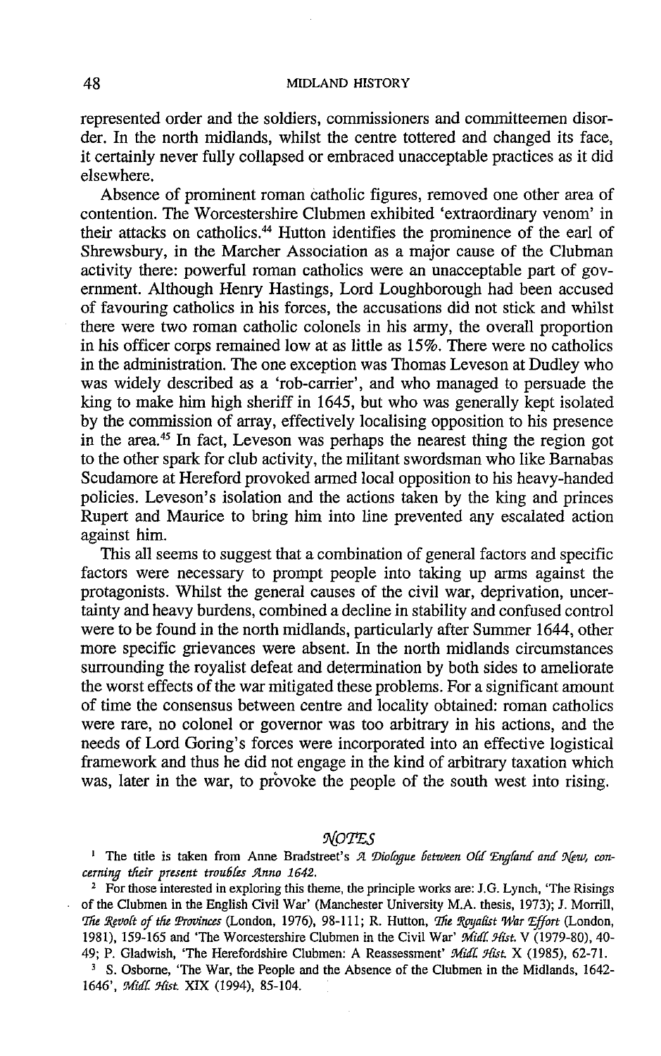represented order and the soldiers, commissioners and committeemen disorder. In the north midlands, whilst the centre tottered and changed its face, it certainly never fully collapsed or embraced unacceptable practices as it did elsewhere.

Absence of prominent roman catholic figures, removed one other area of contention. The Worcestershire Clubmen exhibited 'extraordinary venom' in their attacks on catholics.[44] Hutton identifies the prominence of the earl of Shrewsbury, in the Marcher Association as a major cause of the Clubman activity there: powerful roman catholics were an unacceptable part of government. Although Henry Hastings, Lord Loughborough had been accused of favouring catholics in his forces, the accusations did not stick and whilst there were two roman catholic colonels in his army, the overall proportion in his officer corps remained low at as little as 15%. There were no catholics in the administration. The one exception was Thomas Leveson at Dudley who was widely described as a 'rob-carrier', and who managed to persuade the king to make him high sheriff in 1645, but who was generally kept isolated by the commission of array, effectively localising opposition to his presence in the area.[45] In fact, Leveson was perhaps the nearest thing the region got to the other spark for club activity, the militant swordsman who like Barnabas Scudamore at Hereford provoked armed local opposition to his heavy-handed policies. Leveson's isolation and the actions taken by the king and princes Rupert and Maurice to bring him into line prevented any escalated action against him.

This all seems to suggest that a combination of general factors and specific factors were necessary to prompt people into taking up arms against the protagonists. Whilst the general causes of the civil war, deprivation, uncertainty and heavy burdens, combined a decline in stability and confused control were to be found in the north midlands, particularly after Summer 1644, other more specific grievances were absent. In the north midlands circumstances surrounding the royalist defeat and determination by both sides to ameliorate the worst effects of the war mitigated these problems. For a significant amount of time the consensus between centre and locality obtained: roman catholics were rare, no colonel or governor was too arbitrary in his actions, and the needs of Lord Goring's forces were incorporated into an effective logistical framework and thus he did not engage in the kind of arbitrary taxation which was, later in the war, to provoke the people of the south west into rising.

## NOTES

[1] The title is taken from Anne Bradstreet's *A Dialogue between Old England and New, concerning their present troubles Anno 1642.*

[2] For those interested in exploring this theme, the principle works are: J.G. Lynch, 'The Risings of the Clubmen in the English Civil War' (Manchester University M.A. thesis, 1973); J. Morrill, *The Revolt of the Provinces* (London, 1976), 98-111; R. Hutton, *The Royalist War Effort* (London, 1981), 159-165 and 'The Worcestershire Clubmen in the Civil War' *Midl. Hist.* V (1979-80), 40-49; P. Gladwish, 'The Herefordshire Clubmen: A Reassessment' *Midl. Hist.* X (1985), 62-71.

[3] S. Osborne, 'The War, the People and the Absence of the Clubmen in the Midlands, 1642-1646', *Midl. Hist.* XIX (1994), 85-104.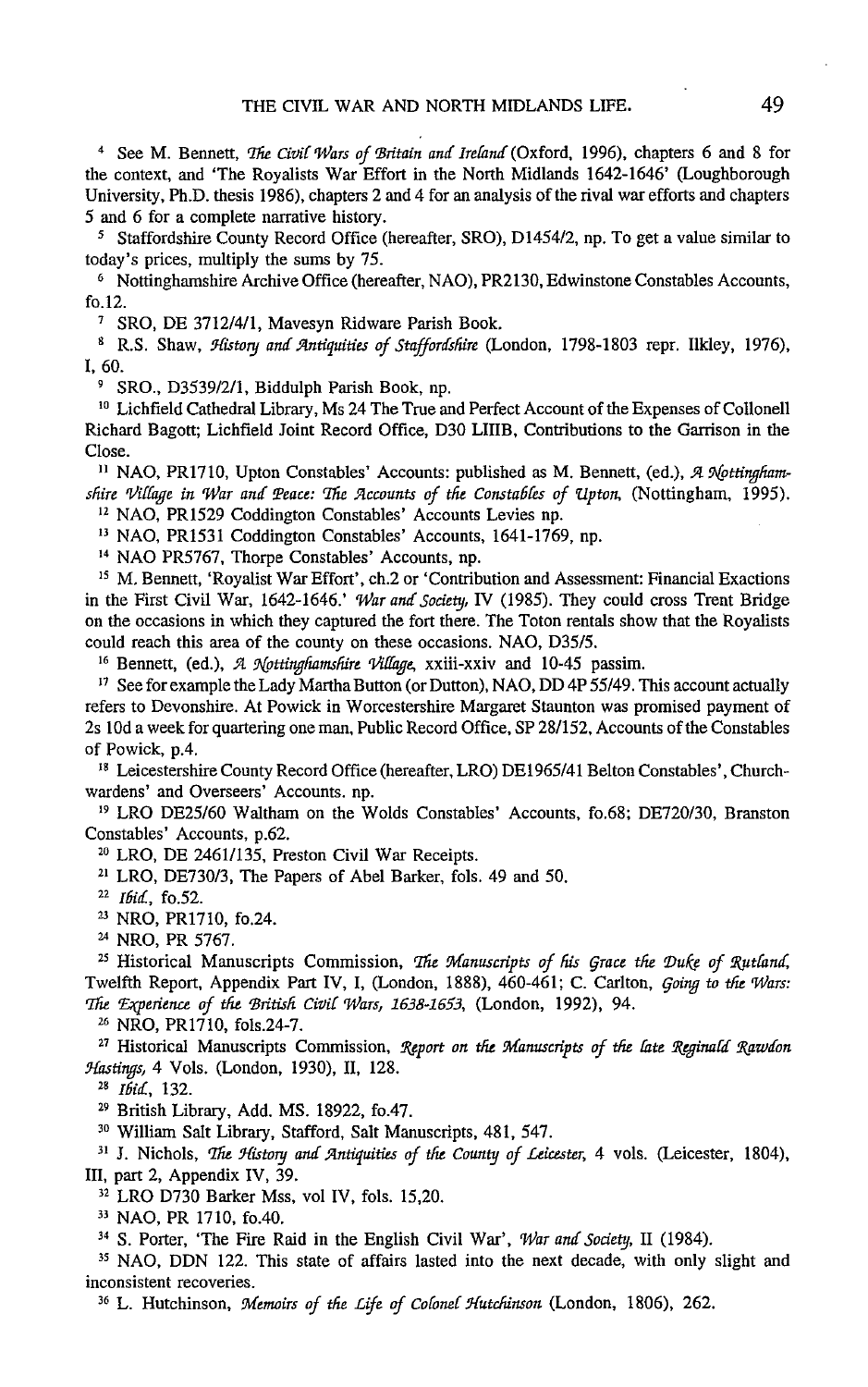[4] See M. Bennett, *The Civil Wars of Britain and Ireland* (Oxford, 1996), chapters 6 and 8 for the context, and 'The Royalists War Effort in the North Midlands 1642-1646' (Loughborough University, Ph.D. thesis 1986), chapters 2 and 4 for an analysis of the rival war efforts and chapters 5 and 6 for a complete narrative history.

[5] Staffordshire County Record Office (hereafter, SRO), D1454/2, np. To get a value similar to today's prices, multiply the sums by 75.

[6] Nottinghamshire Archive Office (hereafter, NAO), PR2130, Edwinstone Constables Accounts, fo.12.

[7] SRO, DE 3712/4/1, Mavesyn Ridware Parish Book.

[8] R.S. Shaw, *History and Antiquities of Staffordshire* (London, 1798-1803 repr. Ilkley, 1976), I, 60.

[9] SRO., D3539/2/1, Biddulph Parish Book, np.

[10] Lichfield Cathedral Library, Ms 24 The True and Perfect Account of the Expenses of Collonell Richard Bagott; Lichfield Joint Record Office, D30 LIIIB, Contributions to the Garrison in the Close.

[11] NAO, PR1710, Upton Constables' Accounts: published as M. Bennett, (ed.), *A Nottinghamshire Village in War and Peace: The Accounts of the Constables of Upton*, (Nottingham, 1995).

[12] NAO, PR1529 Coddington Constables' Accounts Levies np.

[13] NAO, PR1531 Coddington Constables' Accounts, 1641-1769, np.

[14] NAO PR5767, Thorpe Constables' Accounts, np.

[15] M. Bennett, 'Royalist War Effort', ch.2 or 'Contribution and Assessment: Financial Exactions in the First Civil War, 1642-1646.' *War and Society*, IV (1985). They could cross Trent Bridge on the occasions in which they captured the fort there. The Toton rentals show that the Royalists could reach this area of the county on these occasions. NAO, D35/5.

[16] Bennett, (ed.), *A Nottinghamshire Village*, xxiii-xxiv and 10-45 passim.

[17] See for example the Lady Martha Button (or Dutton), NAO, DD 4P 55/49. This account actually refers to Devonshire. At Powick in Worcestershire Margaret Staunton was promised payment of 2s 10d a week for quartering one man, Public Record Office, SP 28/152, Accounts of the Constables of Powick, p.4.

[18] Leicestershire County Record Office (hereafter, LRO) DE1965/41 Belton Constables', Churchwardens' and Overseers' Accounts. np.

[19] LRO DE25/60 Waltham on the Wolds Constables' Accounts, fo.68; DE720/30, Branston Constables' Accounts, p.62.

[20] LRO, DE 2461/135, Preston Civil War Receipts.

[21] LRO, DE730/3, The Papers of Abel Barker, fols. 49 and 50.

[22] *Ibid.*, fo.52.

[23] NRO, PR1710, fo.24.

[24] NRO, PR 5767.

[25] Historical Manuscripts Commission, *The Manuscripts of his Grace the Duke of Rutland*, Twelfth Report, Appendix Part IV, I, (London, 1888), 460-461; C. Carlton, *Going to the Wars: The Experience of the British Civil Wars, 1638-1653*, (London, 1992), 94.

[26] NRO, PR1710, fols.24-7.

[27] Historical Manuscripts Commission, *Report on the Manuscripts of the late Reginald Rawdon Hastings*, 4 Vols. (London, 1930), II, 128.

[28] *Ibid.*, 132.

[29] British Library, Add. MS. 18922, fo.47.

[30] William Salt Library, Stafford, Salt Manuscripts, 481, 547.

[31] J. Nichols, *The History and Antiquities of the County of Leicester*, 4 vols. (Leicester, 1804), III, part 2, Appendix IV, 39.

[32] LRO D730 Barker Mss, vol IV, fols. 15,20.

[33] NAO, PR 1710, fo.40.

[34] S. Porter, 'The Fire Raid in the English Civil War', *War and Society*, II (1984).

[35] NAO, DDN 122. This state of affairs lasted into the next decade, with only slight and inconsistent recoveries.

[36] L. Hutchinson, *Memoirs of the Life of Colonel Hutchinson* (London, 1806), 262.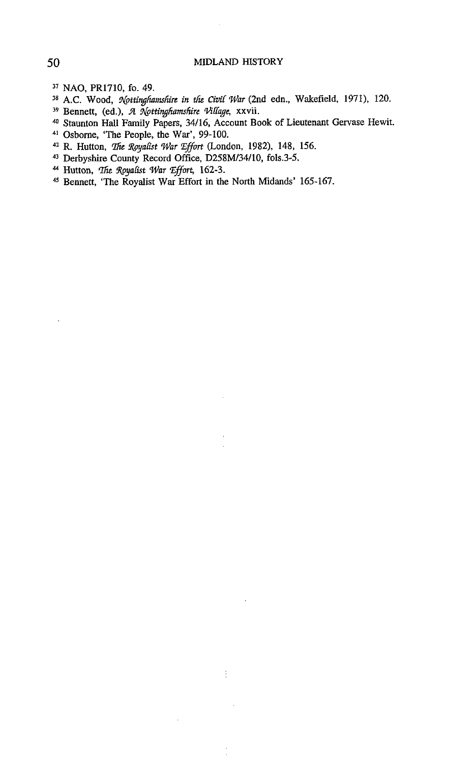[37] NAO, PR1710, fo. 49.

[38] A.C. Wood, *Nottinghamshire in the Civil War* (2nd edn., Wakefield, 1971), 120.

[39] Bennett, (ed.), *A Nottinghamshire Village*, xxvii.

[40] Staunton Hall Family Papers, 34/16, Account Book of Lieutenant Gervase Hewit.

[41] Osborne, 'The People, the War', 99-100.

[42] R. Hutton, *The Royalist War Effort* (London, 1982), 148, 156.

[43] Derbyshire County Record Office, D258M/34/10, fols.3-5.

[44] Hutton, *The Royalist War Effort*, 162-3.

[45] Bennett, 'The Royalist War Effort in the North Midands' 165-167.